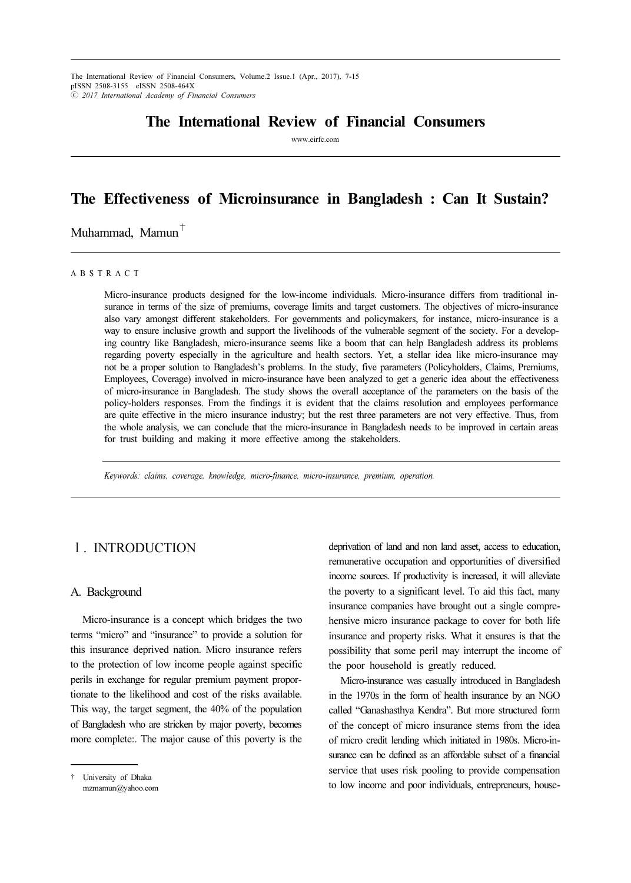# The Effectiveness of Microinsurance in Bangladesh : Can It Sustain?

Muhammad, Mamun†

A B S T R A C T

Micro-insurance products designed for the low-income individuals. Micro-insurance differs from traditional insurance in terms of the size of premiums, coverage limits and target customers. The objectives of micro-insurance also vary amongst different stakeholders. For governments and policymakers, for instance, micro-insurance is a way to ensure inclusive growth and support the livelihoods of the vulnerable segment of the society. For a developing country like Bangladesh, micro-insurance seems like a boom that can help Bangladesh address its problems regarding poverty especially in the agriculture and health sectors. Yet, a stellar idea like micro-insurance may not be a proper solution to Bangladesh's problems. In the study, five parameters (Policyholders, Claims, Premiums, Employees, Coverage) involved in micro-insurance have been analyzed to get a generic idea about the effectiveness of micro-insurance in Bangladesh. The study shows the overall acceptance of the parameters on the basis of the policy-holders responses. From the findings it is evident that the claims resolution and employees performance are quite effective in the micro insurance industry; but the rest three parameters are not very effective. Thus, from the whole analysis, we can conclude that the micro-insurance in Bangladesh needs to be improved in certain areas for trust building and making it more effective among the stakeholders.

*Keywords: claims, coverage, knowledge, micro-finance, micro-insurance, premium, operation.*

## Ⅰ. INTRODUCTION

### A. Background

Micro-insurance is a concept which bridges the two terms "micro" and "insurance" to provide a solution for this insurance deprived nation. Micro insurance refers to the protection of low income people against specific perils in exchange for regular premium payment proportionate to the likelihood and cost of the risks available. This way, the target segment, the 40% of the population of Bangladesh who are stricken by major poverty, becomes more complete:. The major cause of this poverty is the deprivation of land and non land asset, access to education, remunerative occupation and opportunities of diversified income sources. If productivity is increased, it will alleviate the poverty to a significant level. To aid this fact, many insurance companies have brought out a single comprehensive micro insurance package to cover for both life insurance and property risks. What it ensures is that the possibility that some peril may interrupt the income of the poor household is greatly reduced.

Micro-insurance was casually introduced in Bangladesh in the 1970s in the form of health insurance by an NGO called "Ganashasthya Kendra". But more structured form of the concept of micro insurance stems from the idea of micro credit lending which initiated in 1980s. Micro-insurance can be defined as an affordable subset of a financial service that uses risk pooling to provide compensation to low income and poor individuals, entrepreneurs, house-

† University of Dhaka
mzmamun@yahoo.com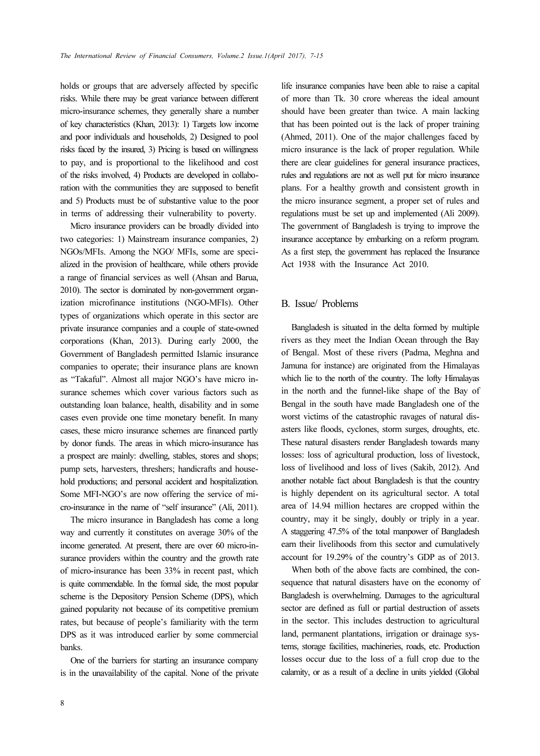holds or groups that are adversely affected by specific risks. While there may be great variance between different micro-insurance schemes, they generally share a number of key characteristics (Khan, 2013): 1) Targets low income and poor individuals and households, 2) Designed to pool risks faced by the insured, 3) Pricing is based on willingness to pay, and is proportional to the likelihood and cost of the risks involved, 4) Products are developed in collaboration with the communities they are supposed to benefit and 5) Products must be of substantive value to the poor in terms of addressing their vulnerability to poverty.

Micro insurance providers can be broadly divided into two categories: 1) Mainstream insurance companies, 2) NGOs/MFIs. Among the NGO/ MFIs, some are specialized in the provision of healthcare, while others provide a range of financial services as well (Ahsan and Barua, 2010). The sector is dominated by non-government organization microfinance institutions (NGO-MFIs). Other types of organizations which operate in this sector are private insurance companies and a couple of state-owned corporations (Khan, 2013). During early 2000, the Government of Bangladesh permitted Islamic insurance companies to operate; their insurance plans are known as "Takaful". Almost all major NGO's have micro insurance schemes which cover various factors such as outstanding loan balance, health, disability and in some cases even provide one time monetary benefit. In many cases, these micro insurance schemes are financed partly by donor funds. The areas in which micro-insurance has a prospect are mainly: dwelling, stables, stores and shops; pump sets, harvesters, threshers; handicrafts and household productions; and personal accident and hospitalization. Some MFI-NGO's are now offering the service of micro-insurance in the name of "self insurance" (Ali, 2011).

The micro insurance in Bangladesh has come a long way and currently it constitutes on average 30% of the income generated. At present, there are over 60 micro-insurance providers within the country and the growth rate of micro-insurance has been 33% in recent past, which is quite commendable. In the formal side, the most popular scheme is the Depository Pension Scheme (DPS), which gained popularity not because of its competitive premium rates, but because of people's familiarity with the term DPS as it was introduced earlier by some commercial banks.

One of the barriers for starting an insurance company is in the unavailability of the capital. None of the private life insurance companies have been able to raise a capital of more than Tk. 30 crore whereas the ideal amount should have been greater than twice. A main lacking that has been pointed out is the lack of proper training (Ahmed, 2011). One of the major challenges faced by micro insurance is the lack of proper regulation. While there are clear guidelines for general insurance practices, rules and regulations are not as well put for micro insurance plans. For a healthy growth and consistent growth in the micro insurance segment, a proper set of rules and regulations must be set up and implemented (Ali 2009). The government of Bangladesh is trying to improve the insurance acceptance by embarking on a reform program. As a first step, the government has replaced the Insurance Act 1938 with the Insurance Act 2010.

## B. Issue/ Problems

Bangladesh is situated in the delta formed by multiple rivers as they meet the Indian Ocean through the Bay of Bengal. Most of these rivers (Padma, Meghna and Jamuna for instance) are originated from the Himalayas which lie to the north of the country. The lofty Himalayas in the north and the funnel-like shape of the Bay of Bengal in the south have made Bangladesh one of the worst victims of the catastrophic ravages of natural disasters like floods, cyclones, storm surges, droughts, etc. These natural disasters render Bangladesh towards many losses: loss of agricultural production, loss of livestock, loss of livelihood and loss of lives (Sakib, 2012). And another notable fact about Bangladesh is that the country is highly dependent on its agricultural sector. A total area of 14.94 million hectares are cropped within the country, may it be singly, doubly or triply in a year. A staggering 47.5% of the total manpower of Bangladesh earn their livelihoods from this sector and cumulatively account for 19.29% of the country's GDP as of 2013.

When both of the above facts are combined, the consequence that natural disasters have on the economy of Bangladesh is overwhelming. Damages to the agricultural sector are defined as full or partial destruction of assets in the sector. This includes destruction to agricultural land, permanent plantations, irrigation or drainage systems, storage facilities, machineries, roads, etc. Production losses occur due to the loss of a full crop due to the calamity, or as a result of a decline in units yielded (Global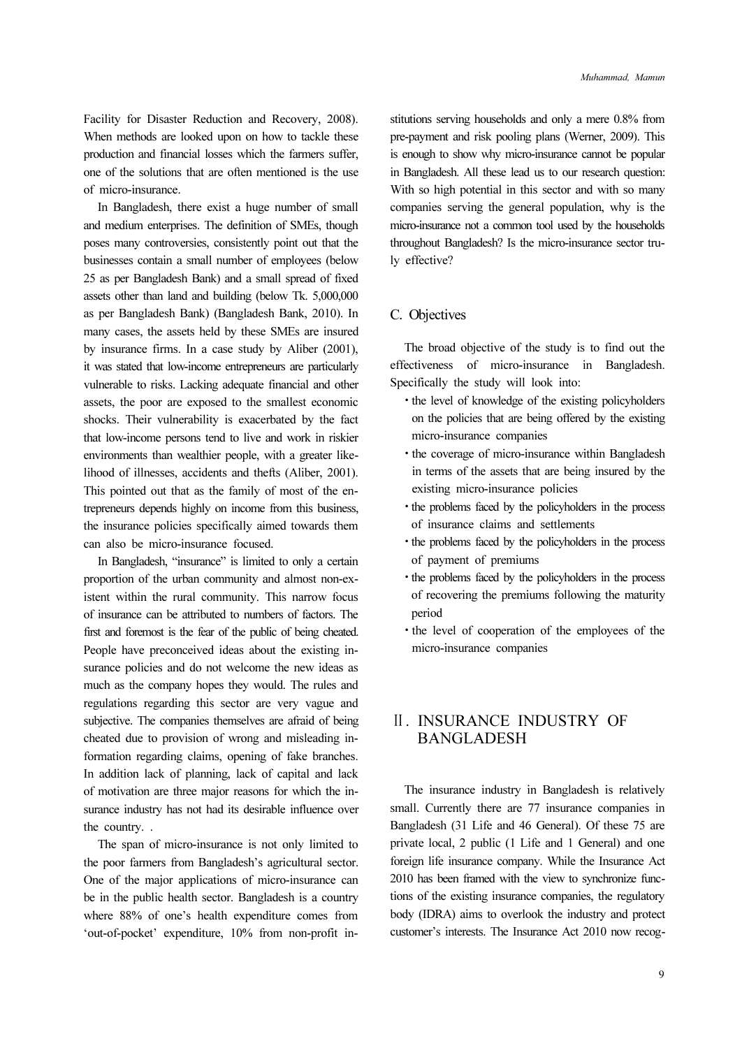Facility for Disaster Reduction and Recovery, 2008). When methods are looked upon on how to tackle these production and financial losses which the farmers suffer, one of the solutions that are often mentioned is the use of micro-insurance.

In Bangladesh, there exist a huge number of small and medium enterprises. The definition of SMEs, though poses many controversies, consistently point out that the businesses contain a small number of employees (below 25 as per Bangladesh Bank) and a small spread of fixed assets other than land and building (below Tk. 5,000,000 as per Bangladesh Bank) (Bangladesh Bank, 2010). In many cases, the assets held by these SMEs are insured by insurance firms. In a case study by Aliber (2001), it was stated that low-income entrepreneurs are particularly vulnerable to risks. Lacking adequate financial and other assets, the poor are exposed to the smallest economic shocks. Their vulnerability is exacerbated by the fact that low-income persons tend to live and work in riskier environments than wealthier people, with a greater likelihood of illnesses, accidents and thefts (Aliber, 2001). This pointed out that as the family of most of the entrepreneurs depends highly on income from this business, the insurance policies specifically aimed towards them can also be micro-insurance focused.

In Bangladesh, "insurance" is limited to only a certain proportion of the urban community and almost non-existent within the rural community. This narrow focus of insurance can be attributed to numbers of factors. The first and foremost is the fear of the public of being cheated. People have preconceived ideas about the existing insurance policies and do not welcome the new ideas as much as the company hopes they would. The rules and regulations regarding this sector are very vague and subjective. The companies themselves are afraid of being cheated due to provision of wrong and misleading information regarding claims, opening of fake branches. In addition lack of planning, lack of capital and lack of motivation are three major reasons for which the insurance industry has not had its desirable influence over the country. .

The span of micro-insurance is not only limited to the poor farmers from Bangladesh's agricultural sector. One of the major applications of micro-insurance can be in the public health sector. Bangladesh is a country where 88% of one's health expenditure comes from 'out-of-pocket' expenditure, 10% from non-profit institutions serving households and only a mere 0.8% from pre-payment and risk pooling plans (Werner, 2009). This is enough to show why micro-insurance cannot be popular in Bangladesh. All these lead us to our research question: With so high potential in this sector and with so many companies serving the general population, why is the micro-insurance not a common tool used by the households throughout Bangladesh? Is the micro-insurance sector truly effective?

### C. Objectives

The broad objective of the study is to find out the effectiveness of micro-insurance in Bangladesh. Specifically the study will look into:

- the level of knowledge of the existing policyholders on the policies that are being offered by the existing micro-insurance companies
- the coverage of micro-insurance within Bangladesh in terms of the assets that are being insured by the existing micro-insurance policies
- the problems faced by the policyholders in the process of insurance claims and settlements
- the problems faced by the policyholders in the process of payment of premiums
- the problems faced by the policyholders in the process of recovering the premiums following the maturity period
- the level of cooperation of the employees of the micro-insurance companies

## Ⅱ. INSURANCE INDUSTRY OF BANGLADESH

The insurance industry in Bangladesh is relatively small. Currently there are 77 insurance companies in Bangladesh (31 Life and 46 General). Of these 75 are private local, 2 public (1 Life and 1 General) and one foreign life insurance company. While the Insurance Act 2010 has been framed with the view to synchronize functions of the existing insurance companies, the regulatory body (IDRA) aims to overlook the industry and protect customer's interests. The Insurance Act 2010 now recog-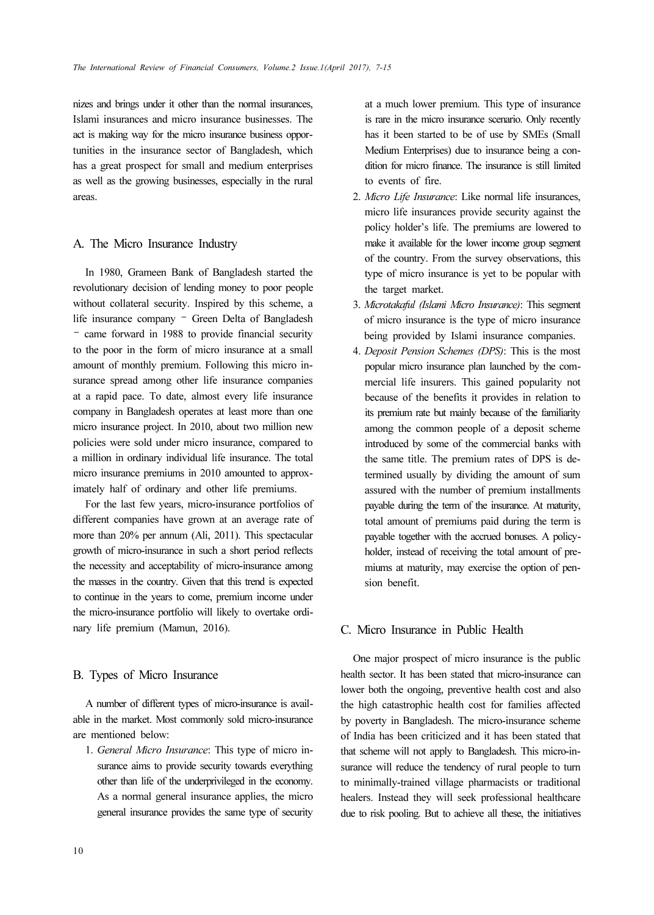nizes and brings under it other than the normal insurances, Islami insurances and micro insurance businesses. The act is making way for the micro insurance business opportunities in the insurance sector of Bangladesh, which has a great prospect for small and medium enterprises as well as the growing businesses, especially in the rural areas.

### A. The Micro Insurance Industry

In 1980, Grameen Bank of Bangladesh started the revolutionary decision of lending money to poor people without collateral security. Inspired by this scheme, a life insurance company – Green Delta of Bangladesh – came forward in 1988 to provide financial security to the poor in the form of micro insurance at a small amount of monthly premium. Following this micro insurance spread among other life insurance companies at a rapid pace. To date, almost every life insurance company in Bangladesh operates at least more than one micro insurance project. In 2010, about two million new policies were sold under micro insurance, compared to a million in ordinary individual life insurance. The total micro insurance premiums in 2010 amounted to approximately half of ordinary and other life premiums.

For the last few years, micro-insurance portfolios of different companies have grown at an average rate of more than 20% per annum (Ali, 2011). This spectacular growth of micro-insurance in such a short period reflects the necessity and acceptability of micro-insurance among the masses in the country. Given that this trend is expected to continue in the years to come, premium income under the micro-insurance portfolio will likely to overtake ordinary life premium (Mamun, 2016).

### B. Types of Micro Insurance

A number of different types of micro-insurance is available in the market. Most commonly sold micro-insurance are mentioned below:

1. *General Micro Insurance*: This type of micro insurance aims to provide security towards everything other than life of the underprivileged in the economy. As a normal general insurance applies, the micro general insurance provides the same type of security at a much lower premium. This type of insurance is rare in the micro insurance scenario. Only recently has it been started to be of use by SMEs (Small Medium Enterprises) due to insurance being a condition for micro finance. The insurance is still limited to events of fire.
2. *Micro Life Insurance*: Like normal life insurances, micro life insurances provide security against the policy holder's life. The premiums are lowered to make it available for the lower income group segment of the country. From the survey observations, this type of micro insurance is yet to be popular with the target market.
3. *Microtakaful (Islami Micro Insurance)*: This segment of micro insurance is the type of micro insurance being provided by Islami insurance companies.
4. *Deposit Pension Schemes (DPS)*: This is the most popular micro insurance plan launched by the commercial life insurers. This gained popularity not because of the benefits it provides in relation to its premium rate but mainly because of the familiarity among the common people of a deposit scheme introduced by some of the commercial banks with the same title. The premium rates of DPS is determined usually by dividing the amount of sum assured with the number of premium installments payable during the term of the insurance. At maturity, total amount of premiums paid during the term is payable together with the accrued bonuses. A policyholder, instead of receiving the total amount of premiums at maturity, may exercise the option of pension benefit.

### C. Micro Insurance in Public Health

One major prospect of micro insurance is the public health sector. It has been stated that micro-insurance can lower both the ongoing, preventive health cost and also the high catastrophic health cost for families affected by poverty in Bangladesh. The micro-insurance scheme of India has been criticized and it has been stated that that scheme will not apply to Bangladesh. This micro-insurance will reduce the tendency of rural people to turn to minimally-trained village pharmacists or traditional healers. Instead they will seek professional healthcare due to risk pooling. But to achieve all these, the initiatives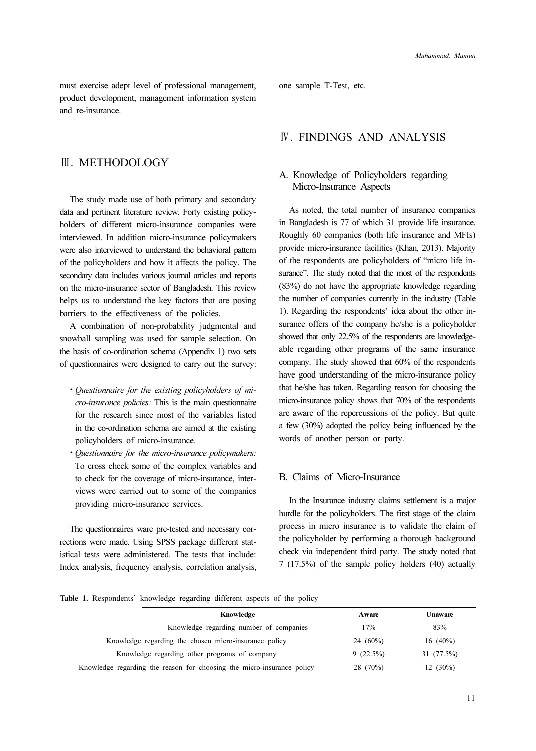must exercise adept level of professional management, product development, management information system and re-insurance.

## Ⅲ. METHODOLOGY

The study made use of both primary and secondary data and pertinent literature review. Forty existing policyholders of different micro-insurance companies were interviewed. In addition micro-insurance policymakers were also interviewed to understand the behavioral pattern of the policyholders and how it affects the policy. The secondary data includes various journal articles and reports on the micro-insurance sector of Bangladesh. This review helps us to understand the key factors that are posing barriers to the effectiveness of the policies.

A combination of non-probability judgmental and snowball sampling was used for sample selection. On the basis of co-ordination schema (Appendix 1) two sets of questionnaires were designed to carry out the survey:

- *Questionnaire for the existing policyholders of micro-insurance policies:* This is the main questionnaire for the research since most of the variables listed in the co-ordination schema are aimed at the existing policyholders of micro-insurance.
- *Questionnaire for the micro-insurance policymakers:* To cross check some of the complex variables and to check for the coverage of micro-insurance, interviews were carried out to some of the companies providing micro-insurance services.

The questionnaires ware pre-tested and necessary corrections were made. Using SPSS package different statistical tests were administered. The tests that include: Index analysis, frequency analysis, correlation analysis, one sample T-Test, etc.

## Ⅳ. FINDINGS AND ANALYSIS

### A. Knowledge of Policyholders regarding Micro-Insurance Aspects

As noted, the total number of insurance companies in Bangladesh is 77 of which 31 provide life insurance. Roughly 60 companies (both life insurance and MFIs) provide micro-insurance facilities (Khan, 2013). Majority of the respondents are policyholders of "micro life insurance". The study noted that the most of the respondents (83%) do not have the appropriate knowledge regarding the number of companies currently in the industry (Table 1). Regarding the respondents' idea about the other insurance offers of the company he/she is a policyholder showed that only 22.5% of the respondents are knowledgeable regarding other programs of the same insurance company. The study showed that 60% of the respondents have good understanding of the micro-insurance policy that he/she has taken. Regarding reason for choosing the micro-insurance policy shows that 70% of the respondents are aware of the repercussions of the policy. But quite a few (30%) adopted the policy being influenced by the words of another person or party.

### B. Claims of Micro-Insurance

In the Insurance industry claims settlement is a major hurdle for the policyholders. The first stage of the claim process in micro insurance is to validate the claim of the policyholder by performing a thorough background check via independent third party. The study noted that 7 (17.5%) of the sample policy holders (40) actually

**Table 1.** Respondents' knowledge regarding different aspects of the policy

| Knowledge | Aware | Unaware |
|---|---|---|
| Knowledge regarding number of companies | 17% | 83% |
| Knowledge regarding the chosen micro-insurance policy | 24 (60%) | 16 (40%) |
| Knowledge regarding other programs of company | 9 (22.5%) | 31 (77.5%) |
| Knowledge regarding the reason for choosing the micro-insurance policy | 28 (70%) | 12 (30%) |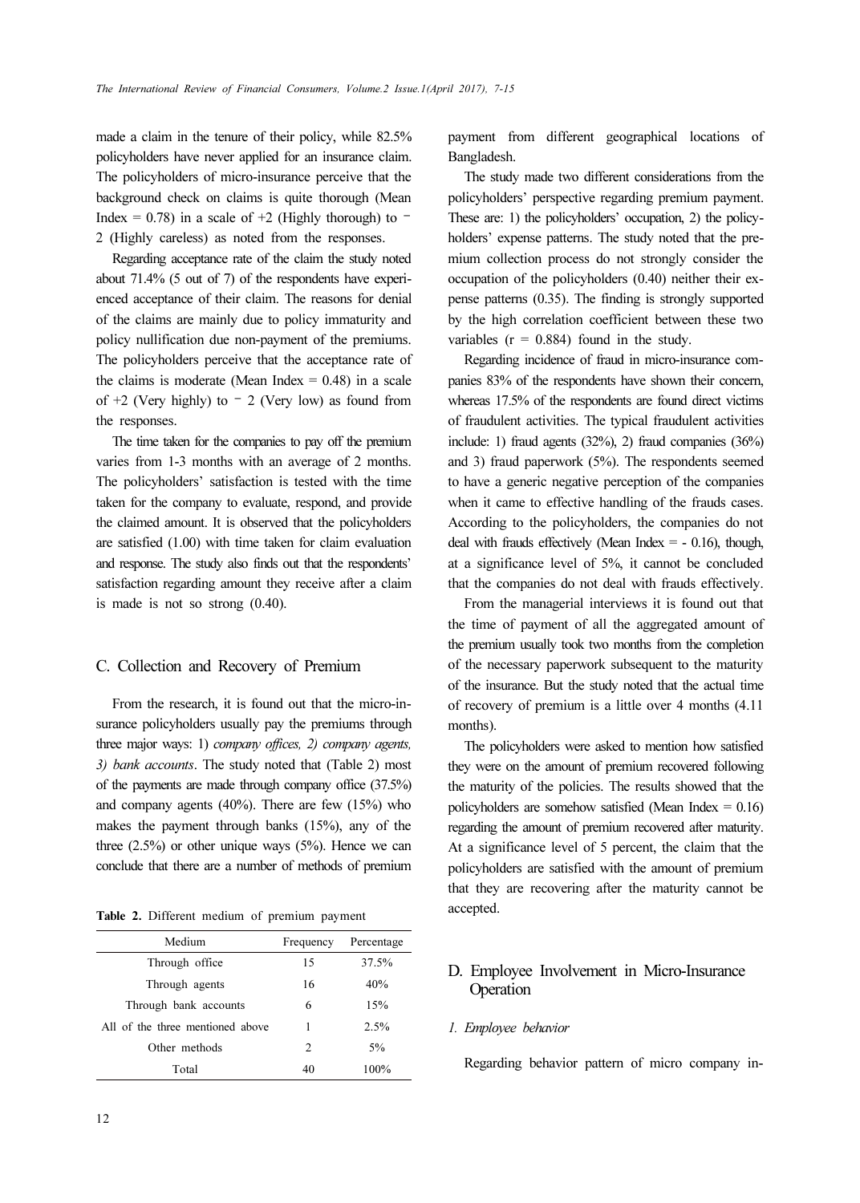made a claim in the tenure of their policy, while 82.5% policyholders have never applied for an insurance claim. The policyholders of micro-insurance perceive that the background check on claims is quite thorough (Mean Index = 0.78) in a scale of +2 (Highly thorough) to − 2 (Highly careless) as noted from the responses.

Regarding acceptance rate of the claim the study noted about 71.4% (5 out of 7) of the respondents have experienced acceptance of their claim. The reasons for denial of the claims are mainly due to policy immaturity and policy nullification due non-payment of the premiums. The policyholders perceive that the acceptance rate of the claims is moderate (Mean Index = 0.48) in a scale of +2 (Very highly) to − 2 (Very low) as found from the responses.

The time taken for the companies to pay off the premium varies from 1-3 months with an average of 2 months. The policyholders' satisfaction is tested with the time taken for the company to evaluate, respond, and provide the claimed amount. It is observed that the policyholders are satisfied (1.00) with time taken for claim evaluation and response. The study also finds out that the respondents' satisfaction regarding amount they receive after a claim is made is not so strong (0.40).

## C. Collection and Recovery of Premium

From the research, it is found out that the micro-insurance policyholders usually pay the premiums through three major ways: 1) *company offices, 2) company agents, 3) bank accounts*. The study noted that (Table 2) most of the payments are made through company office (37.5%) and company agents (40%). There are few (15%) who makes the payment through banks (15%), any of the three (2.5%) or other unique ways (5%). Hence we can conclude that there are a number of methods of premium payment from different geographical locations of Bangladesh.

**Table 2.** Different medium of premium payment

| Medium | Frequency | Percentage |
|---|---|---|
| Through office | 15 | 37.5% |
| Through agents | 16 | 40% |
| Through bank accounts | 6 | 15% |
| All of the three mentioned above | 1 | 2.5% |
| Other methods | 2 | 5% |
| Total | 40 | 100% |

The study made two different considerations from the policyholders' perspective regarding premium payment. These are: 1) the policyholders' occupation, 2) the policyholders' expense patterns. The study noted that the premium collection process do not strongly consider the occupation of the policyholders (0.40) neither their expense patterns (0.35). The finding is strongly supported by the high correlation coefficient between these two variables (r = 0.884) found in the study.

Regarding incidence of fraud in micro-insurance companies 83% of the respondents have shown their concern, whereas 17.5% of the respondents are found direct victims of fraudulent activities. The typical fraudulent activities include: 1) fraud agents (32%), 2) fraud companies (36%) and 3) fraud paperwork (5%). The respondents seemed to have a generic negative perception of the companies when it came to effective handling of the frauds cases. According to the policyholders, the companies do not deal with frauds effectively (Mean Index = - 0.16), though, at a significance level of 5%, it cannot be concluded that the companies do not deal with frauds effectively.

From the managerial interviews it is found out that the time of payment of all the aggregated amount of the premium usually took two months from the completion of the necessary paperwork subsequent to the maturity of the insurance. But the study noted that the actual time of recovery of premium is a little over 4 months (4.11 months).

The policyholders were asked to mention how satisfied they were on the amount of premium recovered following the maturity of the policies. The results showed that the policyholders are somehow satisfied (Mean Index = 0.16) regarding the amount of premium recovered after maturity. At a significance level of 5 percent, the claim that the policyholders are satisfied with the amount of premium that they are recovering after the maturity cannot be accepted.

## D. Employee Involvement in Micro-Insurance Operation

### 1. Employee behavior

Regarding behavior pattern of micro company in-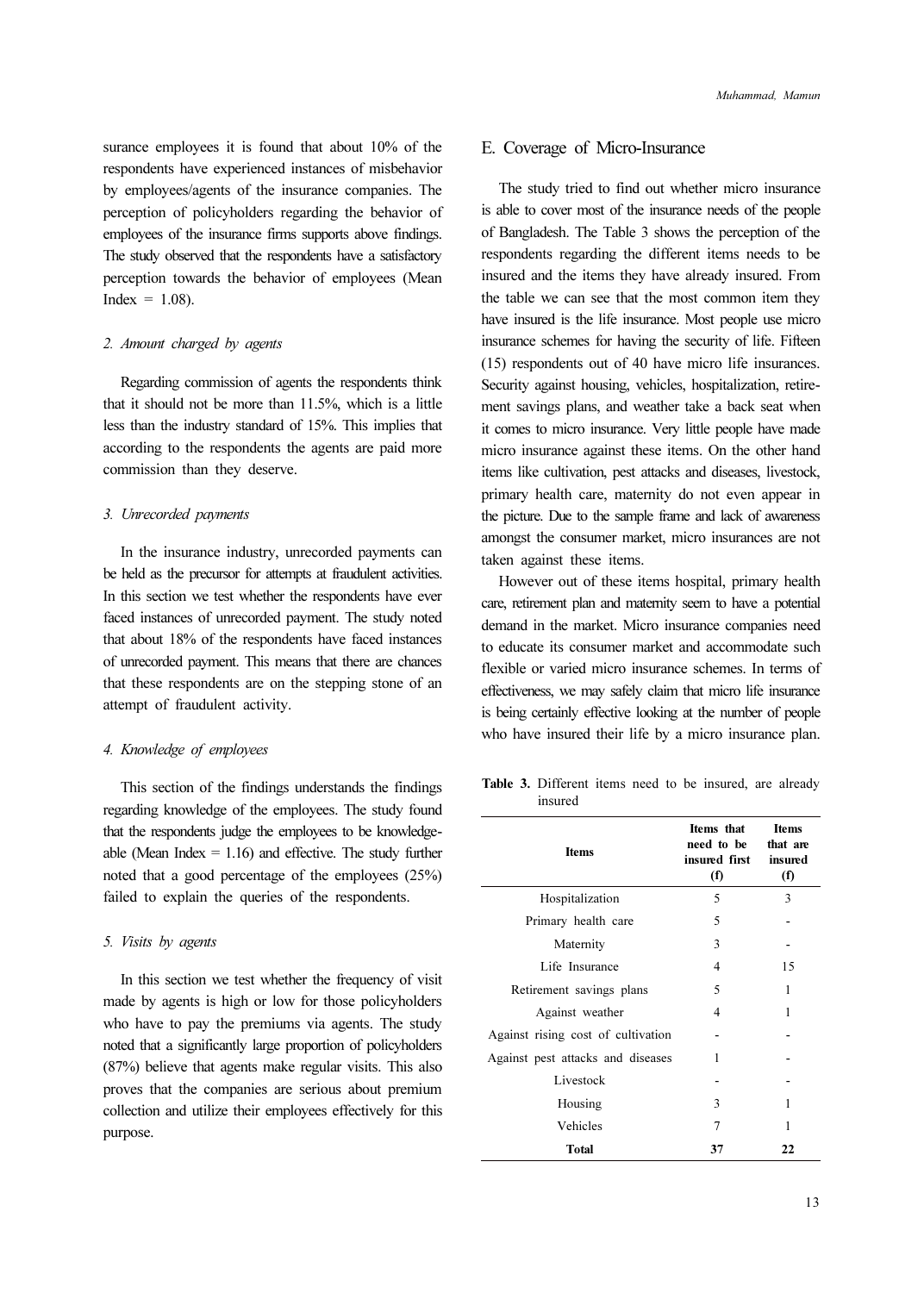surance employees it is found that about 10% of the respondents have experienced instances of misbehavior by employees/agents of the insurance companies. The perception of policyholders regarding the behavior of employees of the insurance firms supports above findings. The study observed that the respondents have a satisfactory perception towards the behavior of employees (Mean Index = 1.08).

### 2. Amount charged by agents

Regarding commission of agents the respondents think that it should not be more than 11.5%, which is a little less than the industry standard of 15%. This implies that according to the respondents the agents are paid more commission than they deserve.

### 3. Unrecorded payments

In the insurance industry, unrecorded payments can be held as the precursor for attempts at fraudulent activities. In this section we test whether the respondents have ever faced instances of unrecorded payment. The study noted that about 18% of the respondents have faced instances of unrecorded payment. This means that there are chances that these respondents are on the stepping stone of an attempt of fraudulent activity.

### 4. Knowledge of employees

This section of the findings understands the findings regarding knowledge of the employees. The study found that the respondents judge the employees to be knowledgeable (Mean Index = 1.16) and effective. The study further noted that a good percentage of the employees (25%) failed to explain the queries of the respondents.

### 5. Visits by agents

In this section we test whether the frequency of visit made by agents is high or low for those policyholders who have to pay the premiums via agents. The study noted that a significantly large proportion of policyholders (87%) believe that agents make regular visits. This also proves that the companies are serious about premium collection and utilize their employees effectively for this purpose.

## E. Coverage of Micro-Insurance

The study tried to find out whether micro insurance is able to cover most of the insurance needs of the people of Bangladesh. The Table 3 shows the perception of the respondents regarding the different items needs to be insured and the items they have already insured. From the table we can see that the most common item they have insured is the life insurance. Most people use micro insurance schemes for having the security of life. Fifteen (15) respondents out of 40 have micro life insurances. Security against housing, vehicles, hospitalization, retirement savings plans, and weather take a back seat when it comes to micro insurance. Very little people have made micro insurance against these items. On the other hand items like cultivation, pest attacks and diseases, livestock, primary health care, maternity do not even appear in the picture. Due to the sample frame and lack of awareness amongst the consumer market, micro insurances are not taken against these items.

However out of these items hospital, primary health care, retirement plan and maternity seem to have a potential demand in the market. Micro insurance companies need to educate its consumer market and accommodate such flexible or varied micro insurance schemes. In terms of effectiveness, we may safely claim that micro life insurance is being certainly effective looking at the number of people who have insured their life by a micro insurance plan.

**Table 3.** Different items need to be insured, are already insured

| Items | Items that need to be insured first (f) | Items that are insured (f) |
|---|---|---|
| Hospitalization | 5 | 3 |
| Primary health care | 5 | - |
| Maternity | 3 | - |
| Life Insurance | 4 | 15 |
| Retirement savings plans | 5 | 1 |
| Against weather | 4 | 1 |
| Against rising cost of cultivation | - | - |
| Against pest attacks and diseases | 1 | - |
| Livestock | - | - |
| Housing | 3 | 1 |
| Vehicles | 7 | 1 |
| **Total** | **37** | **22** |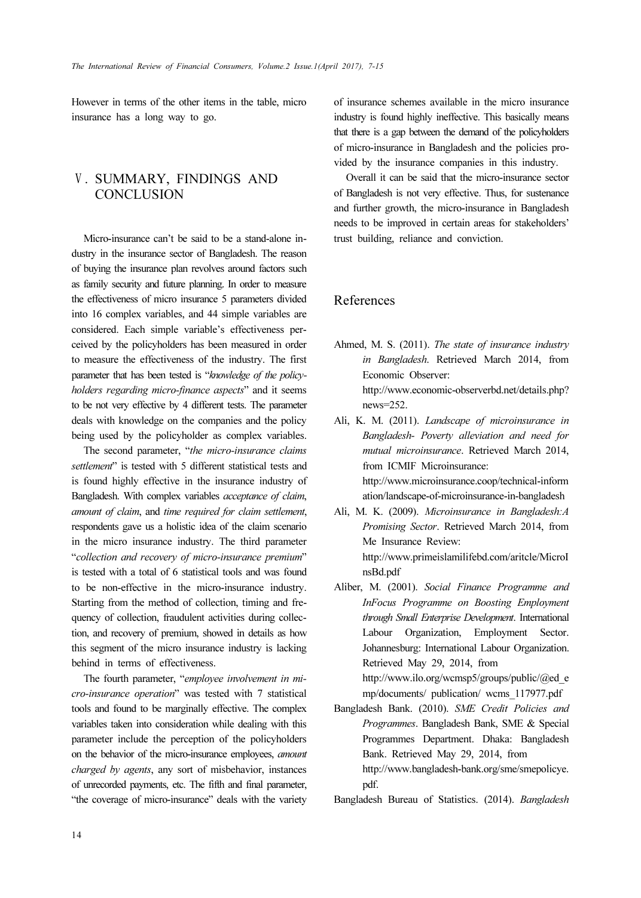However in terms of the other items in the table, micro insurance has a long way to go.

## Ⅴ. SUMMARY, FINDINGS AND CONCLUSION

Micro-insurance can't be said to be a stand-alone industry in the insurance sector of Bangladesh. The reason of buying the insurance plan revolves around factors such as family security and future planning. In order to measure the effectiveness of micro insurance 5 parameters divided into 16 complex variables, and 44 simple variables are considered. Each simple variable's effectiveness perceived by the policyholders has been measured in order to measure the effectiveness of the industry. The first parameter that has been tested is "*knowledge of the policyholders regarding micro-finance aspects*" and it seems to be not very effective by 4 different tests. The parameter deals with knowledge on the companies and the policy being used by the policyholder as complex variables.

The second parameter, "*the micro-insurance claims settlement*" is tested with 5 different statistical tests and is found highly effective in the insurance industry of Bangladesh. With complex variables *acceptance of claim*, *amount of claim*, and *time required for claim settlement*, respondents gave us a holistic idea of the claim scenario in the micro insurance industry. The third parameter "*collection and recovery of micro-insurance premium*" is tested with a total of 6 statistical tools and was found to be non-effective in the micro-insurance industry. Starting from the method of collection, timing and frequency of collection, fraudulent activities during collection, and recovery of premium, showed in details as how this segment of the micro insurance industry is lacking behind in terms of effectiveness.

The fourth parameter, "*employee involvement in micro-insurance operation*" was tested with 7 statistical tools and found to be marginally effective. The complex variables taken into consideration while dealing with this parameter include the perception of the policyholders on the behavior of the micro-insurance employees, *amount charged by agents*, any sort of misbehavior, instances of unrecorded payments, etc. The fifth and final parameter, "the coverage of micro-insurance" deals with the variety of insurance schemes available in the micro insurance industry is found highly ineffective. This basically means that there is a gap between the demand of the policyholders of micro-insurance in Bangladesh and the policies provided by the insurance companies in this industry.

Overall it can be said that the micro-insurance sector of Bangladesh is not very effective. Thus, for sustenance and further growth, the micro-insurance in Bangladesh needs to be improved in certain areas for stakeholders' trust building, reliance and conviction.

## References

Ahmed, M. S. (2011). *The state of insurance industry in Bangladesh*. Retrieved March 2014, from Economic Observer: http://www.economic-observerbd.net/details.php?news=252.

Ali, K. M. (2011). *Landscape of microinsurance in Bangladesh- Poverty alleviation and need for mutual microinsurance*. Retrieved March 2014, from ICMIF Microinsurance: http://www.microinsurance.coop/technical-information/landscape-of-microinsurance-in-bangladesh

Ali, M. K. (2009). *Microinsurance in Bangladesh:A Promising Sector*. Retrieved March 2014, from Me Insurance Review: http://www.primeislamilifebd.com/aritcle/MicroInsBd.pdf

Aliber, M. (2001). *Social Finance Programme and InFocus Programme on Boosting Employment through Small Enterprise Development*. International Labour Organization, Employment Sector. Johannesburg: International Labour Organization. Retrieved May 29, 2014, from http://www.ilo.org/wcmsp5/groups/public/@ed_emp/documents/ publication/ wcms_117977.pdf

Bangladesh Bank. (2010). *SME Credit Policies and Programmes*. Bangladesh Bank, SME & Special Programmes Department. Dhaka: Bangladesh Bank. Retrieved May 29, 2014, from http://www.bangladesh-bank.org/sme/smepolicye.pdf.

Bangladesh Bureau of Statistics. (2014). *Bangladesh*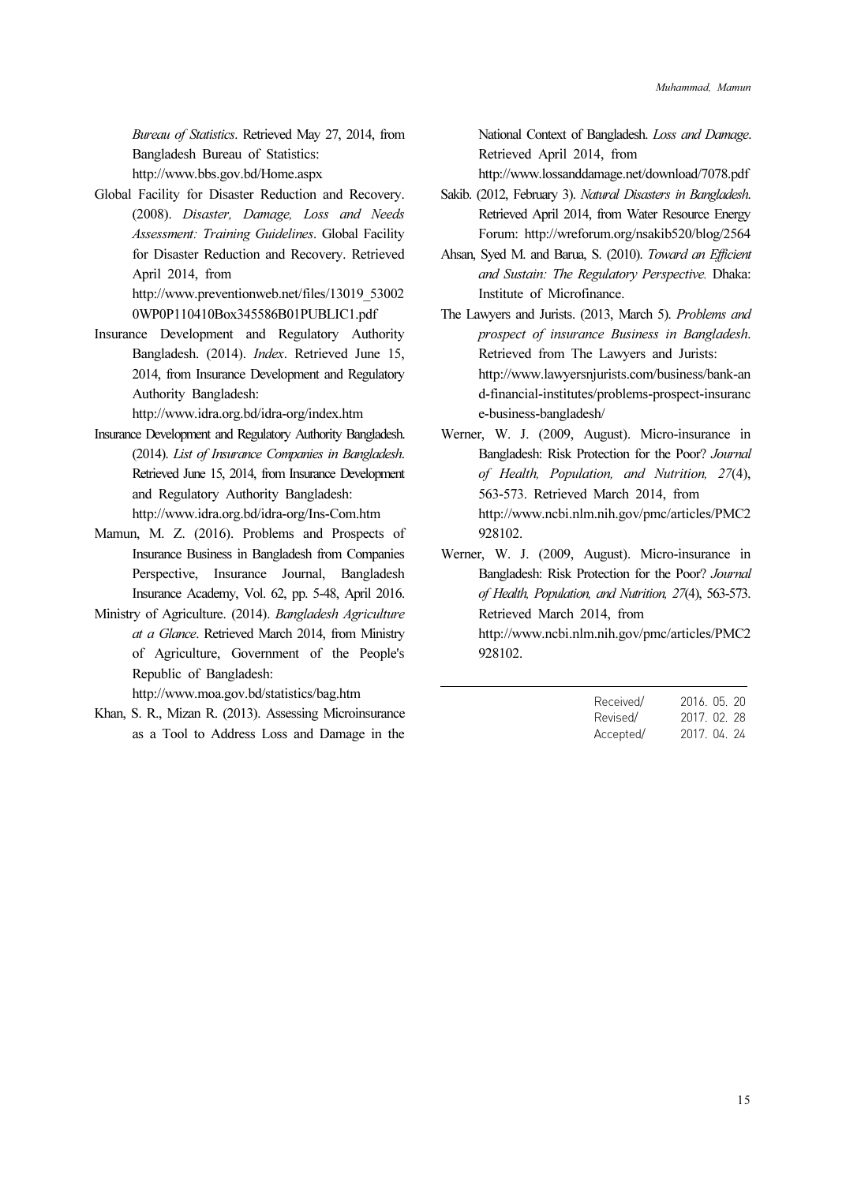*Bureau of Statistics*. Retrieved May 27, 2014, from Bangladesh Bureau of Statistics: http://www.bbs.gov.bd/Home.aspx

Global Facility for Disaster Reduction and Recovery. (2008). *Disaster, Damage, Loss and Needs Assessment: Training Guidelines*. Global Facility for Disaster Reduction and Recovery. Retrieved April 2014, from http://www.preventionweb.net/files/13019_530020WP0P110410Box345586B01PUBLIC1.pdf

Insurance Development and Regulatory Authority Bangladesh. (2014). *Index*. Retrieved June 15, 2014, from Insurance Development and Regulatory Authority Bangladesh: http://www.idra.org.bd/idra-org/index.htm

Insurance Development and Regulatory Authority Bangladesh. (2014). *List of Insurance Companies in Bangladesh*. Retrieved June 15, 2014, from Insurance Development and Regulatory Authority Bangladesh: http://www.idra.org.bd/idra-org/Ins-Com.htm

Mamun, M. Z. (2016). Problems and Prospects of Insurance Business in Bangladesh from Companies Perspective, Insurance Journal, Bangladesh Insurance Academy, Vol. 62, pp. 5-48, April 2016.

Ministry of Agriculture. (2014). *Bangladesh Agriculture at a Glance*. Retrieved March 2014, from Ministry of Agriculture, Government of the People's Republic of Bangladesh: http://www.moa.gov.bd/statistics/bag.htm

Khan, S. R., Mizan R. (2013). Assessing Microinsurance as a Tool to Address Loss and Damage in the National Context of Bangladesh. *Loss and Damage*. Retrieved April 2014, from http://www.lossanddamage.net/download/7078.pdf

Sakib. (2012, February 3). *Natural Disasters in Bangladesh*. Retrieved April 2014, from Water Resource Energy Forum: http://wreforum.org/nsakib520/blog/2564

Ahsan, Syed M. and Barua, S. (2010). *Toward an Efficient and Sustain: The Regulatory Perspective.* Dhaka: Institute of Microfinance.

The Lawyers and Jurists. (2013, March 5). *Problems and prospect of insurance Business in Bangladesh*. Retrieved from The Lawyers and Jurists: http://www.lawyersnjurists.com/business/bank-and-financial-institutes/problems-prospect-insurance-business-bangladesh/

Werner, W. J. (2009, August). Micro-insurance in Bangladesh: Risk Protection for the Poor? *Journal of Health, Population, and Nutrition, 27*(4), 563-573. Retrieved March 2014, from http://www.ncbi.nlm.nih.gov/pmc/articles/PMC2928102.

Werner, W. J. (2009, August). Micro-insurance in Bangladesh: Risk Protection for the Poor? *Journal of Health, Population, and Nutrition, 27*(4), 563-573. Retrieved March 2014, from http://www.ncbi.nlm.nih.gov/pmc/articles/PMC2928102.

---

Received/ 2016. 05. 20
Revised/ 2017. 02. 28
Accepted/ 2017. 04. 24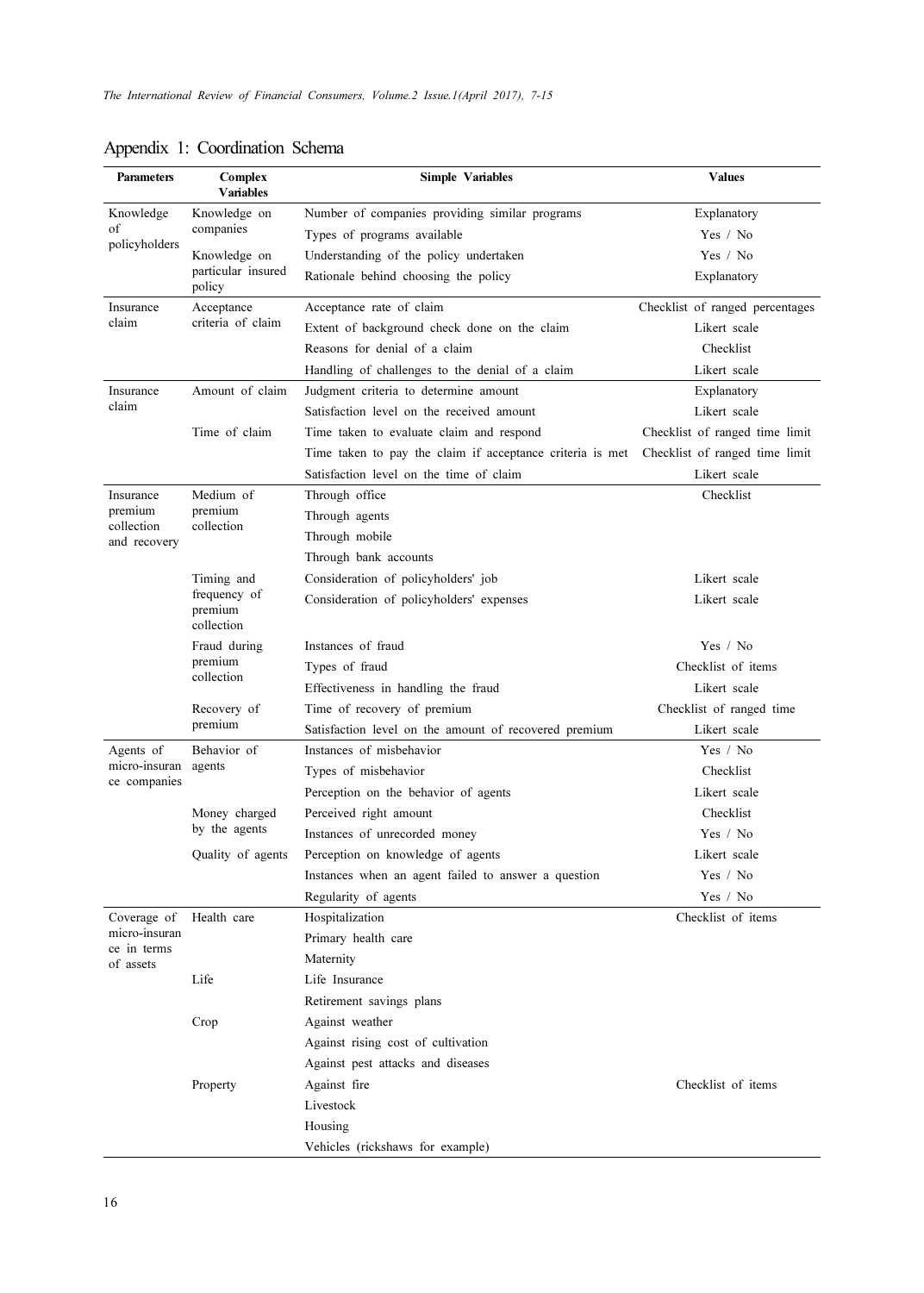## Appendix 1: Coordination Schema

| Parameters | Complex Variables | Simple Variables | Values |
|---|---|---|---|
| Knowledge of policyholders | Knowledge on companies | Number of companies providing similar programs | Explanatory |
| | | Types of programs available | Yes / No |
| | Knowledge on particular insured policy | Understanding of the policy undertaken | Yes / No |
| | | Rationale behind choosing the policy | Explanatory |
| Insurance claim | Acceptance criteria of claim | Acceptance rate of claim | Checklist of ranged percentages |
| | | Extent of background check done on the claim | Likert scale |
| | | Reasons for denial of a claim | Checklist |
| | | Handling of challenges to the denial of a claim | Likert scale |
| Insurance claim | Amount of claim | Judgment criteria to determine amount | Explanatory |
| | | Satisfaction level on the received amount | Likert scale |
| | Time of claim | Time taken to evaluate claim and respond | Checklist of ranged time limit |
| | | Time taken to pay the claim if acceptance criteria is met | Checklist of ranged time limit |
| | | Satisfaction level on the time of claim | Likert scale |
| Insurance premium collection and recovery | Medium of premium collection | Through office | Checklist |
| | | Through agents | |
| | | Through mobile | |
| | | Through bank accounts | |
| | Timing and frequency of premium collection | Consideration of policyholders' job | Likert scale |
| | | Consideration of policyholders' expenses | Likert scale |
| | Fraud during premium collection | Instances of fraud | Yes / No |
| | | Types of fraud | Checklist of items |
| | | Effectiveness in handling the fraud | Likert scale |
| | Recovery of premium | Time of recovery of premium | Checklist of ranged time |
| | | Satisfaction level on the amount of recovered premium | Likert scale |
| Agents of micro-insurance companies | Behavior of agents | Instances of misbehavior | Yes / No |
| | | Types of misbehavior | Checklist |
| | | Perception on the behavior of agents | Likert scale |
| | Money charged by the agents | Perceived right amount | Checklist |
| | | Instances of unrecorded money | Yes / No |
| | Quality of agents | Perception on knowledge of agents | Likert scale |
| | | Instances when an agent failed to answer a question | Yes / No |
| | | Regularity of agents | Yes / No |
| Coverage of micro-insurance in terms of assets | Health care | Hospitalization | Checklist of items |
| | | Primary health care | |
| | | Maternity | |
| | Life | Life Insurance | |
| | | Retirement savings plans | |
| | Crop | Against weather | |
| | | Against rising cost of cultivation | |
| | | Against pest attacks and diseases | |
| | Property | Against fire | Checklist of items |
| | | Livestock | |
| | | Housing | |
| | | Vehicles (rickshaws for example) | |